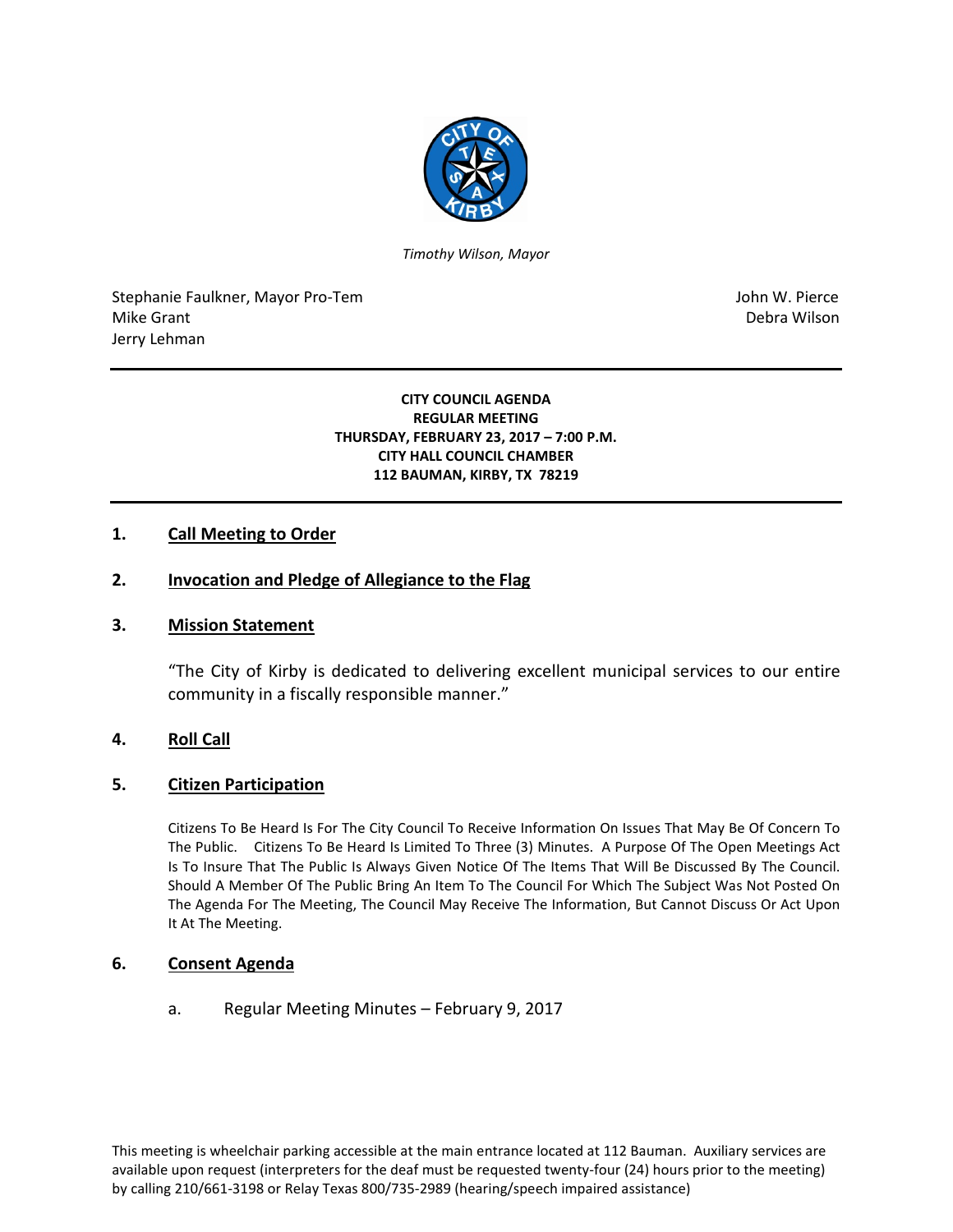*Timothy Wilson, Mayor*

Stephanie Faulkner, Mayor Pro-Tem
Mike Grant
Jerry Lehman

John W. Pierce
Debra Wilson

**CITY COUNCIL AGENDA**
**REGULAR MEETING**
**THURSDAY, FEBRUARY 23, 2017 – 7:00 P.M.**
**CITY HALL COUNCIL CHAMBER**
**112 BAUMAN, KIRBY, TX 78219**

## 1. Call Meeting to Order

## 2. Invocation and Pledge of Allegiance to the Flag

## 3. Mission Statement

"The City of Kirby is dedicated to delivering excellent municipal services to our entire community in a fiscally responsible manner."

## 4. Roll Call

## 5. Citizen Participation

Citizens To Be Heard Is For The City Council To Receive Information On Issues That May Be Of Concern To The Public. Citizens To Be Heard Is Limited To Three (3) Minutes. A Purpose Of The Open Meetings Act Is To Insure That The Public Is Always Given Notice Of The Items That Will Be Discussed By The Council. Should A Member Of The Public Bring An Item To The Council For Which The Subject Was Not Posted On The Agenda For The Meeting, The Council May Receive The Information, But Cannot Discuss Or Act Upon It At The Meeting.

## 6. Consent Agenda

a. Regular Meeting Minutes – February 9, 2017

This meeting is wheelchair parking accessible at the main entrance located at 112 Bauman. Auxiliary services are available upon request (interpreters for the deaf must be requested twenty-four (24) hours prior to the meeting) by calling 210/661-3198 or Relay Texas 800/735-2989 (hearing/speech impaired assistance)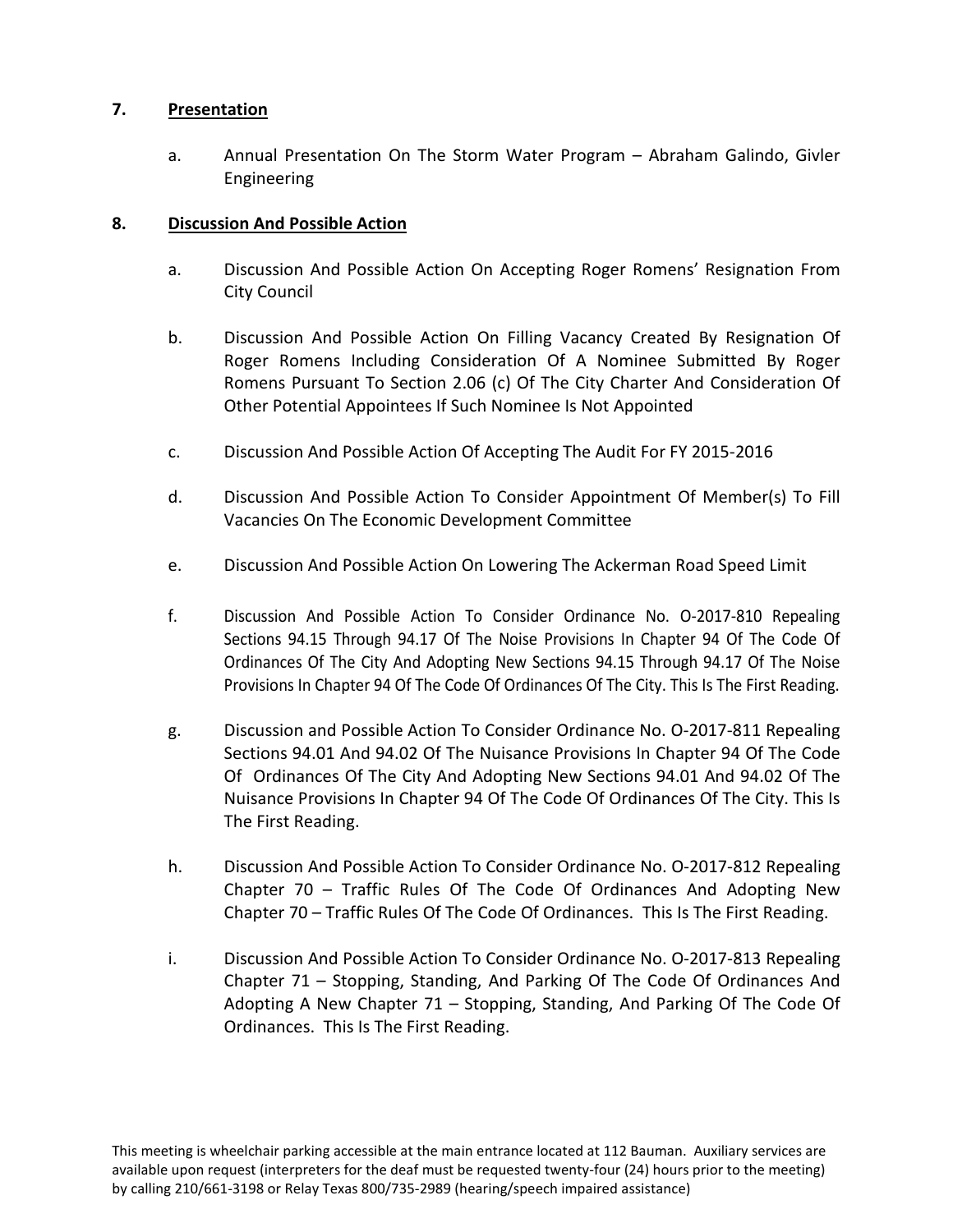## 7. **Presentation**

a. Annual Presentation On The Storm Water Program – Abraham Galindo, Givler Engineering

## 8. **Discussion And Possible Action**

a. Discussion And Possible Action On Accepting Roger Romens' Resignation From City Council

b. Discussion And Possible Action On Filling Vacancy Created By Resignation Of Roger Romens Including Consideration Of A Nominee Submitted By Roger Romens Pursuant To Section 2.06 (c) Of The City Charter And Consideration Of Other Potential Appointees If Such Nominee Is Not Appointed

c. Discussion And Possible Action Of Accepting The Audit For FY 2015-2016

d. Discussion And Possible Action To Consider Appointment Of Member(s) To Fill Vacancies On The Economic Development Committee

e. Discussion And Possible Action On Lowering The Ackerman Road Speed Limit

f. Discussion And Possible Action To Consider Ordinance No. O-2017-810 Repealing Sections 94.15 Through 94.17 Of The Noise Provisions In Chapter 94 Of The Code Of Ordinances Of The City And Adopting New Sections 94.15 Through 94.17 Of The Noise Provisions In Chapter 94 Of The Code Of Ordinances Of The City. This Is The First Reading.

g. Discussion and Possible Action To Consider Ordinance No. O-2017-811 Repealing Sections 94.01 And 94.02 Of The Nuisance Provisions In Chapter 94 Of The Code Of Ordinances Of The City And Adopting New Sections 94.01 And 94.02 Of The Nuisance Provisions In Chapter 94 Of The Code Of Ordinances Of The City. This Is The First Reading.

h. Discussion And Possible Action To Consider Ordinance No. O-2017-812 Repealing Chapter 70 – Traffic Rules Of The Code Of Ordinances And Adopting New Chapter 70 – Traffic Rules Of The Code Of Ordinances. This Is The First Reading.

i. Discussion And Possible Action To Consider Ordinance No. O-2017-813 Repealing Chapter 71 – Stopping, Standing, And Parking Of The Code Of Ordinances And Adopting A New Chapter 71 – Stopping, Standing, And Parking Of The Code Of Ordinances. This Is The First Reading.

This meeting is wheelchair parking accessible at the main entrance located at 112 Bauman. Auxiliary services are available upon request (interpreters for the deaf must be requested twenty-four (24) hours prior to the meeting) by calling 210/661-3198 or Relay Texas 800/735-2989 (hearing/speech impaired assistance)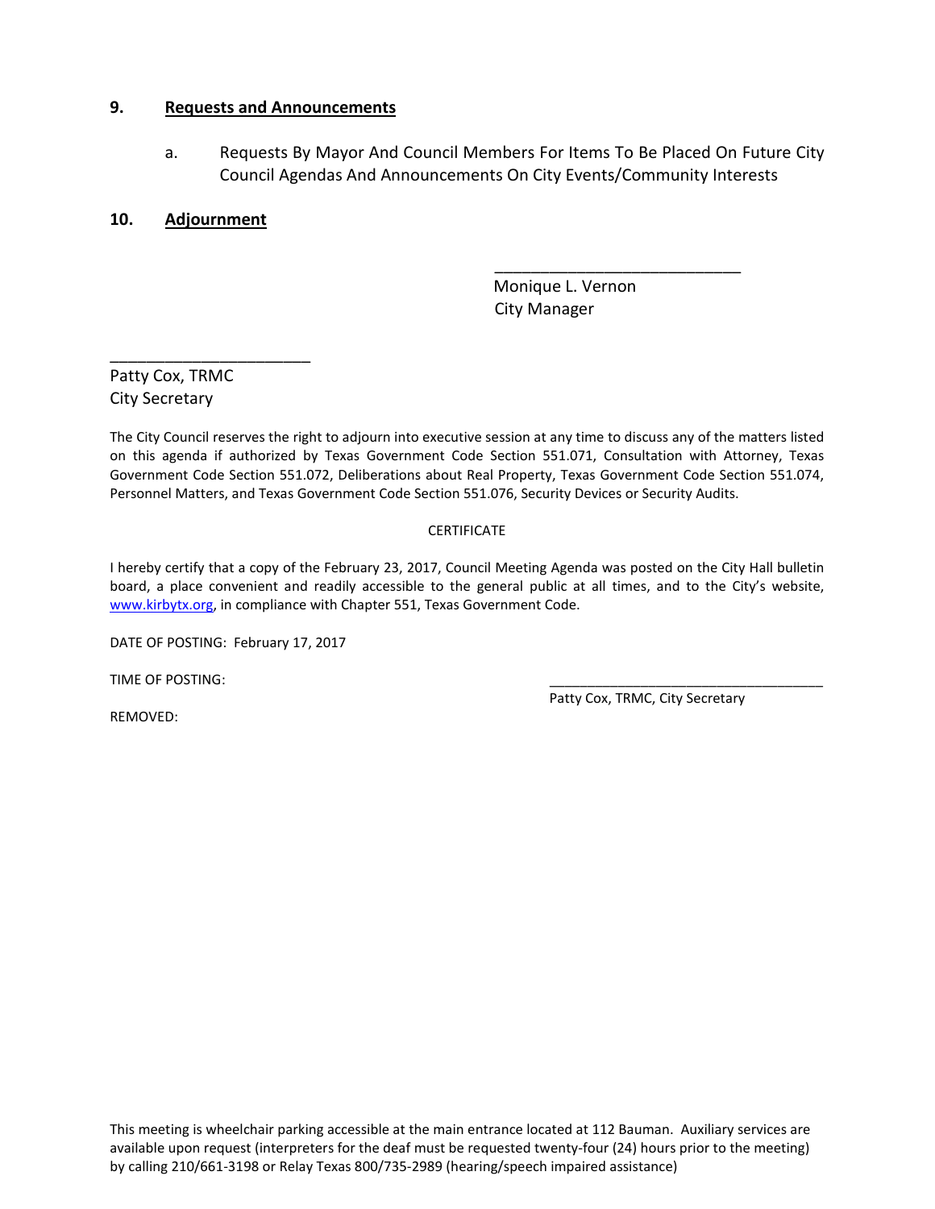## 9. <u>Requests and Announcements</u>

a. Requests By Mayor And Council Members For Items To Be Placed On Future City Council Agendas And Announcements On City Events/Community Interests

## 10. <u>Adjournment</u>

\_\_\_\_\_\_\_\_\_\_\_\_\_\_\_\_\_\_\_\_\_\_\_\_\_\_\_\_
Monique L. Vernon
City Manager

\_\_\_\_\_\_\_\_\_\_\_\_\_\_\_\_\_\_\_\_\_\_\_
Patty Cox, TRMC
City Secretary

The City Council reserves the right to adjourn into executive session at any time to discuss any of the matters listed on this agenda if authorized by Texas Government Code Section 551.071, Consultation with Attorney, Texas Government Code Section 551.072, Deliberations about Real Property, Texas Government Code Section 551.074, Personnel Matters, and Texas Government Code Section 551.076, Security Devices or Security Audits.

CERTIFICATE

I hereby certify that a copy of the February 23, 2017, Council Meeting Agenda was posted on the City Hall bulletin board, a place convenient and readily accessible to the general public at all times, and to the City's website, www.kirbytx.org, in compliance with Chapter 551, Texas Government Code.

DATE OF POSTING: February 17, 2017

TIME OF POSTING:

\_\_\_\_\_\_\_\_\_\_\_\_\_\_\_\_\_\_\_\_\_\_\_\_\_\_\_\_\_\_\_\_\_\_\_
Patty Cox, TRMC, City Secretary

REMOVED:

This meeting is wheelchair parking accessible at the main entrance located at 112 Bauman. Auxiliary services are available upon request (interpreters for the deaf must be requested twenty-four (24) hours prior to the meeting) by calling 210/661-3198 or Relay Texas 800/735-2989 (hearing/speech impaired assistance)